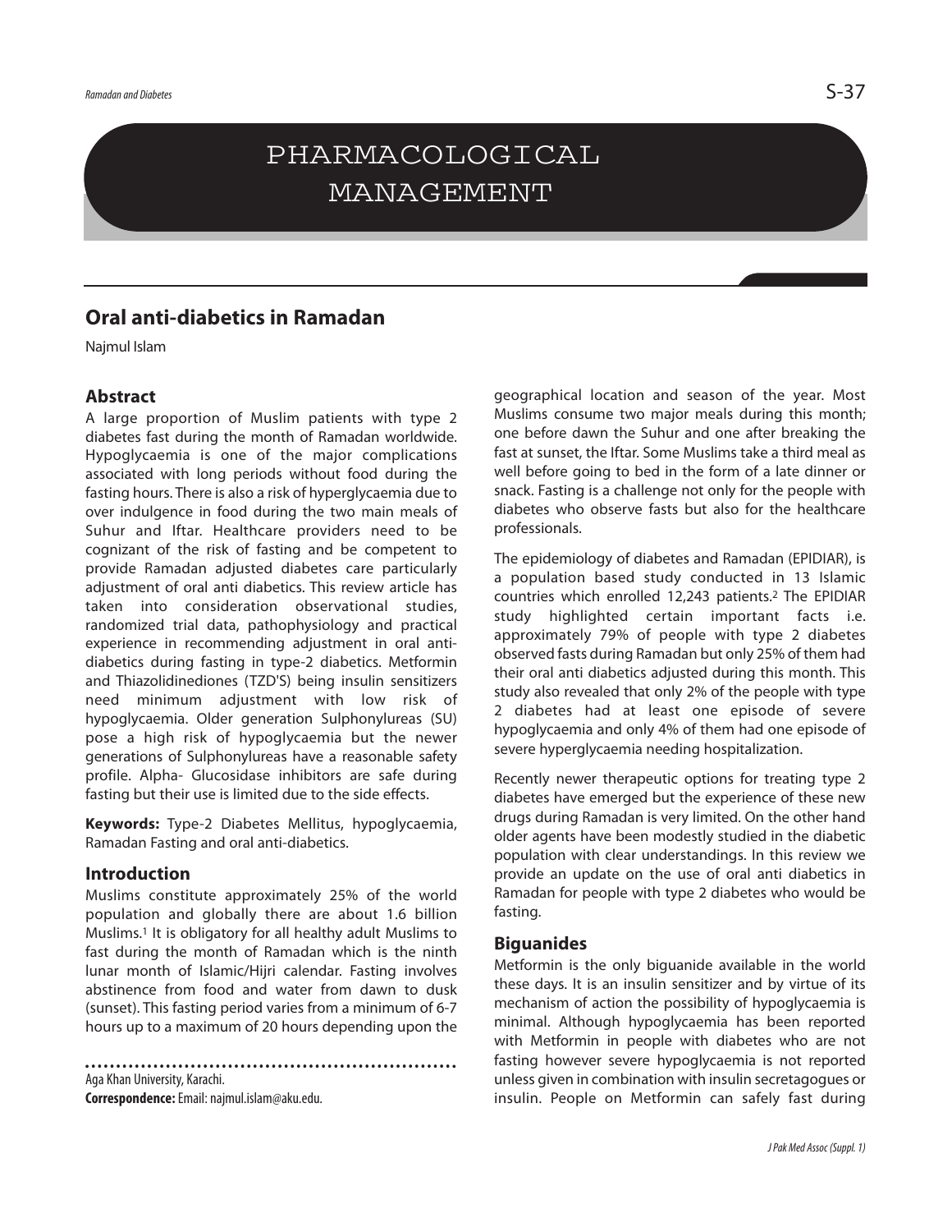# PHARMACOLOGICAL MANAGEMENT

## Oral anti-diabetics in Ramadan

Najmul Islam

### Abstract

A large proportion of Muslim patients with type 2 diabetes fast during the month of Ramadan worldwide. Hypoglycaemia is one of the major complications associated with long periods without food during the fasting hours. There is also a risk of hyperglycaemia due to over indulgence in food during the two main meals of Suhur and Iftar. Healthcare providers need to be cognizant of the risk of fasting and be competent to provide Ramadan adjusted diabetes care particularly adjustment of oral anti diabetics. This review article has taken into consideration observational studies, randomized trial data, pathophysiology and practical experience in recommending adjustment in oral anti-diabetics during fasting in type-2 diabetics. Metformin and Thiazolidinediones (TZD'S) being insulin sensitizers need minimum adjustment with low risk of hypoglycaemia. Older generation Sulphonylureas (SU) pose a high risk of hypoglycaemia but the newer generations of Sulphonylureas have a reasonable safety profile. Alpha- Glucosidase inhibitors are safe during fasting but their use is limited due to the side effects.

**Keywords:** Type-2 Diabetes Mellitus, hypoglycaemia, Ramadan Fasting and oral anti-diabetics.

### Introduction

Muslims constitute approximately 25% of the world population and globally there are about 1.6 billion Muslims.[1] It is obligatory for all healthy adult Muslims to fast during the month of Ramadan which is the ninth lunar month of Islamic/Hijri calendar. Fasting involves abstinence from food and water from dawn to dusk (sunset). This fasting period varies from a minimum of 6-7 hours up to a maximum of 20 hours depending upon the geographical location and season of the year. Most Muslims consume two major meals during this month; one before dawn the Suhur and one after breaking the fast at sunset, the Iftar. Some Muslims take a third meal as well before going to bed in the form of a late dinner or snack. Fasting is a challenge not only for the people with diabetes who observe fasts but also for the healthcare professionals.

The epidemiology of diabetes and Ramadan (EPIDIAR), is a population based study conducted in 13 Islamic countries which enrolled 12,243 patients.[2] The EPIDIAR study highlighted certain important facts i.e. approximately 79% of people with type 2 diabetes observed fasts during Ramadan but only 25% of them had their oral anti diabetics adjusted during this month. This study also revealed that only 2% of the people with type 2 diabetes had at least one episode of severe hypoglycaemia and only 4% of them had one episode of severe hyperglycaemia needing hospitalization.

Recently newer therapeutic options for treating type 2 diabetes have emerged but the experience of these new drugs during Ramadan is very limited. On the other hand older agents have been modestly studied in the diabetic population with clear understandings. In this review we provide an update on the use of oral anti diabetics in Ramadan for people with type 2 diabetes who would be fasting.

### Biguanides

Metformin is the only biguanide available in the world these days. It is an insulin sensitizer and by virtue of its mechanism of action the possibility of hypoglycaemia is minimal. Although hypoglycaemia has been reported with Metformin in people with diabetes who are not fasting however severe hypoglycaemia is not reported unless given in combination with insulin secretagogues or insulin. People on Metformin can safely fast during

Aga Khan University, Karachi.

**Correspondence:** Email: najmul.islam@aku.edu.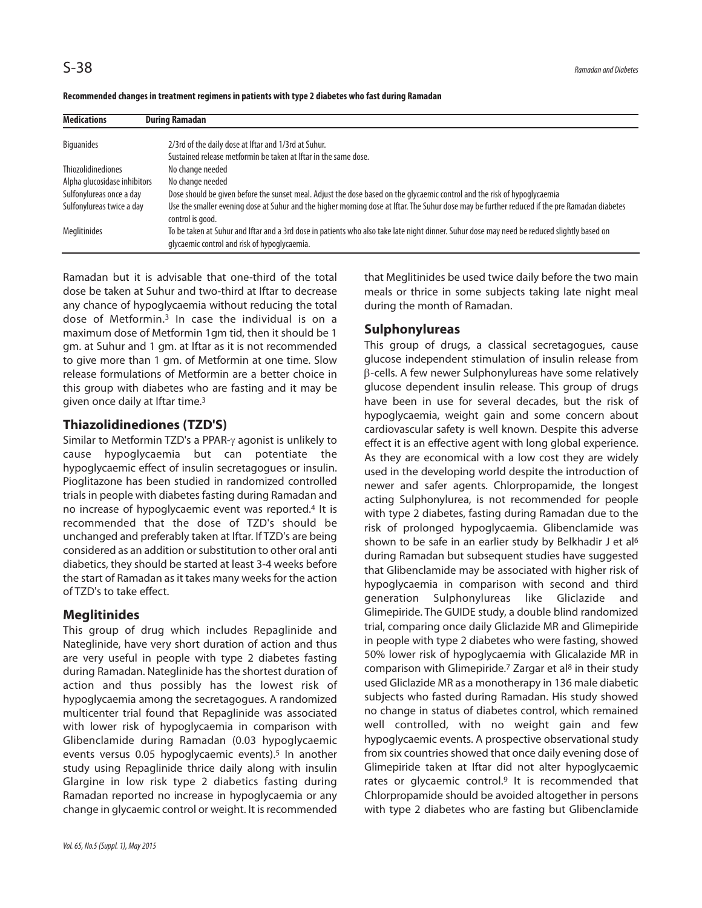**Recommended changes in treatment regimens in patients with type 2 diabetes who fast during Ramadan**

| Medications | During Ramadan |
|---|---|
| Biguanides | 2/3rd of the daily dose at Iftar and 1/3rd at Suhur. Sustained release metformin be taken at Iftar in the same dose. |
| Thiozolidinediones | No change needed |
| Alpha glucosidase inhibitors | No change needed |
| Sulfonylureas once a day | Dose should be given before the sunset meal. Adjust the dose based on the glycaemic control and the risk of hypoglycaemia |
| Sulfonylureas twice a day | Use the smaller evening dose at Suhur and the higher morning dose at Iftar. The Suhur dose may be further reduced if the pre Ramadan diabetes control is good. |
| Meglitinides | To be taken at Suhur and Iftar and a 3rd dose in patients who also take late night dinner. Suhur dose may need be reduced slightly based on glycaemic control and risk of hypoglycaemia. |

Ramadan but it is advisable that one-third of the total dose be taken at Suhur and two-third at Iftar to decrease any chance of hypoglycaemia without reducing the total dose of Metformin.[3] In case the individual is on a maximum dose of Metformin 1gm tid, then it should be 1 gm. at Suhur and 1 gm. at Iftar as it is not recommended to give more than 1 gm. of Metformin at one time. Slow release formulations of Metformin are a better choice in this group with diabetes who are fasting and it may be given once daily at Iftar time.[3]

## Thiazolidinediones (TZD'S)

Similar to Metformin TZD's a PPAR-$\gamma$ agonist is unlikely to cause hypoglycaemia but can potentiate the hypoglycaemic effect of insulin secretagogues or insulin. Pioglitazone has been studied in randomized controlled trials in people with diabetes fasting during Ramadan and no increase of hypoglycaemic event was reported.[4] It is recommended that the dose of TZD's should be unchanged and preferably taken at Iftar. If TZD's are being considered as an addition or substitution to other oral anti diabetics, they should be started at least 3-4 weeks before the start of Ramadan as it takes many weeks for the action of TZD's to take effect.

## Meglitinides

This group of drug which includes Repaglinide and Nateglinide, have very short duration of action and thus are very useful in people with type 2 diabetes fasting during Ramadan. Nateglinide has the shortest duration of action and thus possibly has the lowest risk of hypoglycaemia among the secretagogues. A randomized multicenter trial found that Repaglinide was associated with lower risk of hypoglycaemia in comparison with Glibenclamide during Ramadan (0.03 hypoglycaemic events versus 0.05 hypoglycaemic events).[5] In another study using Repaglinide thrice daily along with insulin Glargine in low risk type 2 diabetics fasting during Ramadan reported no increase in hypoglycaemia or any change in glycaemic control or weight. It is recommended that Meglitinides be used twice daily before the two main meals or thrice in some subjects taking late night meal during the month of Ramadan.

## Sulphonylureas

This group of drugs, a classical secretagogues, cause glucose independent stimulation of insulin release from $\beta$-cells. A few newer Sulphonylureas have some relatively glucose dependent insulin release. This group of drugs have been in use for several decades, but the risk of hypoglycaemia, weight gain and some concern about cardiovascular safety is well known. Despite this adverse effect it is an effective agent with long global experience. As they are economical with a low cost they are widely used in the developing world despite the introduction of newer and safer agents. Chlorpropamide, the longest acting Sulphonylurea, is not recommended for people with type 2 diabetes, fasting during Ramadan due to the risk of prolonged hypoglycaemia. Glibenclamide was shown to be safe in an earlier study by Belkhadir J et al[6] during Ramadan but subsequent studies have suggested that Glibenclamide may be associated with higher risk of hypoglycaemia in comparison with second and third generation Sulphonylureas like Gliclazide and Glimepiride. The GUIDE study, a double blind randomized trial, comparing once daily Gliclazide MR and Glimepiride in people with type 2 diabetes who were fasting, showed 50% lower risk of hypoglycaemia with Glicalazide MR in comparison with Glimepiride.[7] Zargar et al[8] in their study used Gliclazide MR as a monotherapy in 136 male diabetic subjects who fasted during Ramadan. His study showed no change in status of diabetes control, which remained well controlled, with no weight gain and few hypoglycaemic events. A prospective observational study from six countries showed that once daily evening dose of Glimepiride taken at Iftar did not alter hypoglycaemic rates or glycaemic control.[9] It is recommended that Chlorpropamide should be avoided altogether in persons with type 2 diabetes who are fasting but Glibenclamide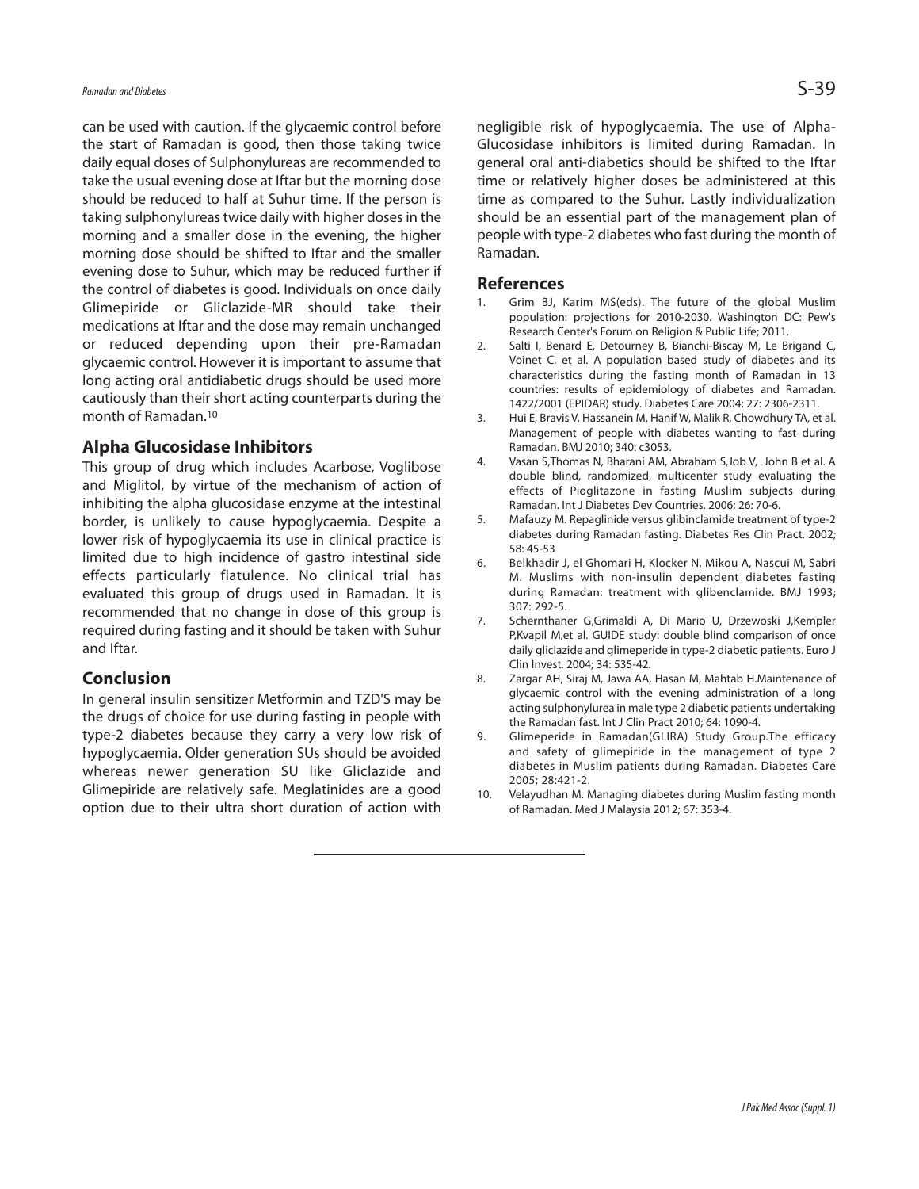can be used with caution. If the glycaemic control before the start of Ramadan is good, then those taking twice daily equal doses of Sulphonylureas are recommended to take the usual evening dose at Iftar but the morning dose should be reduced to half at Suhur time. If the person is taking sulphonylureas twice daily with higher doses in the morning and a smaller dose in the evening, the higher morning dose should be shifted to Iftar and the smaller evening dose to Suhur, which may be reduced further if the control of diabetes is good. Individuals on once daily Glimepiride or Gliclazide-MR should take their medications at Iftar and the dose may remain unchanged or reduced depending upon their pre-Ramadan glycaemic control. However it is important to assume that long acting oral antidiabetic drugs should be used more cautiously than their short acting counterparts during the month of Ramadan.[10]

## Alpha Glucosidase Inhibitors

This group of drug which includes Acarbose, Voglibose and Miglitol, by virtue of the mechanism of action of inhibiting the alpha glucosidase enzyme at the intestinal border, is unlikely to cause hypoglycaemia. Despite a lower risk of hypoglycaemia its use in clinical practice is limited due to high incidence of gastro intestinal side effects particularly flatulence. No clinical trial has evaluated this group of drugs used in Ramadan. It is recommended that no change in dose of this group is required during fasting and it should be taken with Suhur and Iftar.

## Conclusion

In general insulin sensitizer Metformin and TZD'S may be the drugs of choice for use during fasting in people with type-2 diabetes because they carry a very low risk of hypoglycaemia. Older generation SUs should be avoided whereas newer generation SU like Gliclazide and Glimepiride are relatively safe. Meglatinides are a good option due to their ultra short duration of action with negligible risk of hypoglycaemia. The use of Alpha-Glucosidase inhibitors is limited during Ramadan. In general oral anti-diabetics should be shifted to the Iftar time or relatively higher doses be administered at this time as compared to the Suhur. Lastly individualization should be an essential part of the management plan of people with type-2 diabetes who fast during the month of Ramadan.

## References

1. Grim BJ, Karim MS(eds). The future of the global Muslim population: projections for 2010-2030. Washington DC: Pew's Research Center's Forum on Religion & Public Life; 2011.
2. Salti I, Benard E, Detourney B, Bianchi-Biscay M, Le Brigand C, Voinet C, et al. A population based study of diabetes and its characteristics during the fasting month of Ramadan in 13 countries: results of epidemiology of diabetes and Ramadan. 1422/2001 (EPIDAR) study. Diabetes Care 2004; 27: 2306-2311.
3. Hui E, Bravis V, Hassanein M, Hanif W, Malik R, Chowdhury TA, et al. Management of people with diabetes wanting to fast during Ramadan. BMJ 2010; 340: c3053.
4. Vasan S,Thomas N, Bharani AM, Abraham S,Job V, John B et al. A double blind, randomized, multicenter study evaluating the effects of Pioglitazone in fasting Muslim subjects during Ramadan. Int J Diabetes Dev Countries. 2006; 26: 70-6.
5. Mafauzy M. Repaglinide versus glibinclamide treatment of type-2 diabetes during Ramadan fasting. Diabetes Res Clin Pract. 2002; 58: 45-53
6. Belkhadir J, el Ghomari H, Klocker N, Mikou A, Nascui M, Sabri M. Muslims with non-insulin dependent diabetes fasting during Ramadan: treatment with glibenclamide. BMJ 1993; 307: 292-5.
7. Schernthaner G,Grimaldi A, Di Mario U, Drzewoski J,Kempler P,Kvapil M,et al. GUIDE study: double blind comparison of once daily gliclazide and glimeperide in type-2 diabetic patients. Euro J Clin Invest. 2004; 34: 535-42.
8. Zargar AH, Siraj M, Jawa AA, Hasan M, Mahtab H.Maintenance of glycaemic control with the evening administration of a long acting sulphonylurea in male type 2 diabetic patients undertaking the Ramadan fast. Int J Clin Pract 2010; 64: 1090-4.
9. Glimeperide in Ramadan(GLIRA) Study Group.The efficacy and safety of glimepiride in the management of type 2 diabetes in Muslim patients during Ramadan. Diabetes Care 2005; 28:421-2.
10. Velayudhan M. Managing diabetes during Muslim fasting month of Ramadan. Med J Malaysia 2012; 67: 353-4.